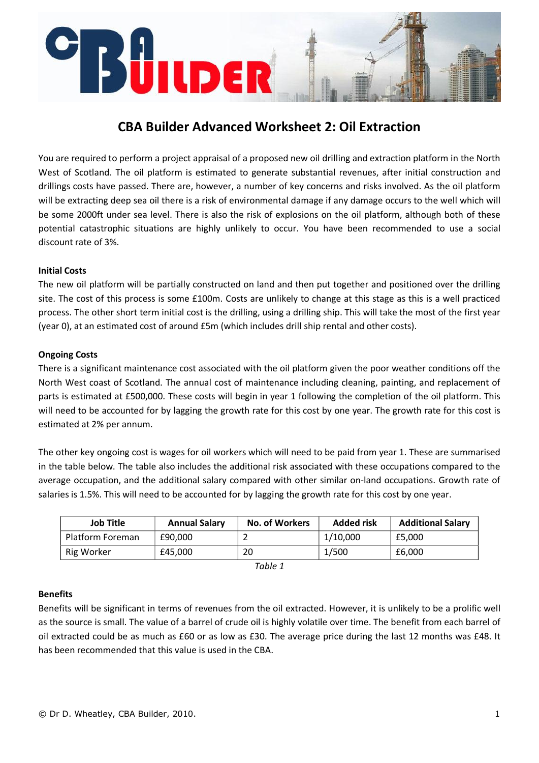# CBA Builder Advanced Worksheet 2: Oil Extraction

You are required to perform a project appraisal of a proposed new oil drilling and extraction platform in the North West of Scotland. The oil platform is estimated to generate substantial revenues, after initial construction and drillings costs have passed. There are, however, a number of key concerns and risks involved. As the oil platform will be extracting deep sea oil there is a risk of environmental damage if any damage occurs to the well which will be some 2000ft under sea level. There is also the risk of explosions on the oil platform, although both of these potential catastrophic situations are highly unlikely to occur. You have been recommended to use a social discount rate of 3%.

**Initial Costs**

The new oil platform will be partially constructed on land and then put together and positioned over the drilling site. The cost of this process is some £100m. Costs are unlikely to change at this stage as this is a well practiced process. The other short term initial cost is the drilling, using a drilling ship. This will take the most of the first year (year 0), at an estimated cost of around £5m (which includes drill ship rental and other costs).

**Ongoing Costs**

There is a significant maintenance cost associated with the oil platform given the poor weather conditions off the North West coast of Scotland. The annual cost of maintenance including cleaning, painting, and replacement of parts is estimated at £500,000. These costs will begin in year 1 following the completion of the oil platform. This will need to be accounted for by lagging the growth rate for this cost by one year. The growth rate for this cost is estimated at 2% per annum.

The other key ongoing cost is wages for oil workers which will need to be paid from year 1. These are summarised in the table below. The table also includes the additional risk associated with these occupations compared to the average occupation, and the additional salary compared with other similar on-land occupations. Growth rate of salaries is 1.5%. This will need to be accounted for by lagging the growth rate for this cost by one year.

| Job Title | Annual Salary | No. of Workers | Added risk | Additional Salary |
|---|---|---|---|---|
| Platform Foreman | £90,000 | 2 | 1/10,000 | £5,000 |
| Rig Worker | £45,000 | 20 | 1/500 | £6,000 |

*Table 1*

**Benefits**

Benefits will be significant in terms of revenues from the oil extracted. However, it is unlikely to be a prolific well as the source is small. The value of a barrel of crude oil is highly volatile over time. The benefit from each barrel of oil extracted could be as much as £60 or as low as £30. The average price during the last 12 months was £48. It has been recommended that this value is used in the CBA.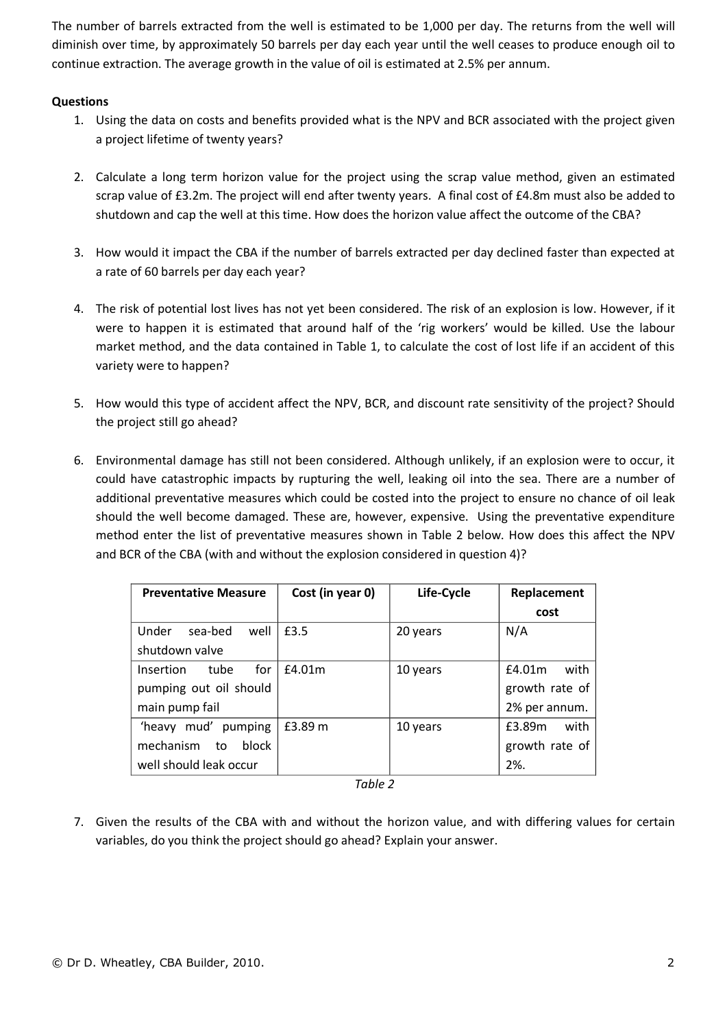The number of barrels extracted from the well is estimated to be 1,000 per day. The returns from the well will diminish over time, by approximately 50 barrels per day each year until the well ceases to produce enough oil to continue extraction. The average growth in the value of oil is estimated at 2.5% per annum.

**Questions**

1. Using the data on costs and benefits provided what is the NPV and BCR associated with the project given a project lifetime of twenty years?

2. Calculate a long term horizon value for the project using the scrap value method, given an estimated scrap value of £3.2m. The project will end after twenty years. A final cost of £4.8m must also be added to shutdown and cap the well at this time. How does the horizon value affect the outcome of the CBA?

3. How would it impact the CBA if the number of barrels extracted per day declined faster than expected at a rate of 60 barrels per day each year?

4. The risk of potential lost lives has not yet been considered. The risk of an explosion is low. However, if it were to happen it is estimated that around half of the 'rig workers' would be killed. Use the labour market method, and the data contained in Table 1, to calculate the cost of lost life if an accident of this variety were to happen?

5. How would this type of accident affect the NPV, BCR, and discount rate sensitivity of the project? Should the project still go ahead?

6. Environmental damage has still not been considered. Although unlikely, if an explosion were to occur, it could have catastrophic impacts by rupturing the well, leaking oil into the sea. There are a number of additional preventative measures which could be costed into the project to ensure no chance of oil leak should the well become damaged. These are, however, expensive. Using the preventative expenditure method enter the list of preventative measures shown in Table 2 below. How does this affect the NPV and BCR of the CBA (with and without the explosion considered in question 4)?

| Preventative Measure | Cost (in year 0) | Life-Cycle | Replacement cost |
|---|---|---|---|
| Under sea-bed well shutdown valve | £3.5 | 20 years | N/A |
| Insertion tube for pumping out oil should main pump fail | £4.01m | 10 years | £4.01m with growth rate of 2% per annum. |
| 'heavy mud' pumping mechanism to block well should leak occur | £3.89 m | 10 years | £3.89m with growth rate of 2%. |

*Table 2*

7. Given the results of the CBA with and without the horizon value, and with differing values for certain variables, do you think the project should go ahead? Explain your answer.

© Dr D. Wheatley, CBA Builder, 2010.